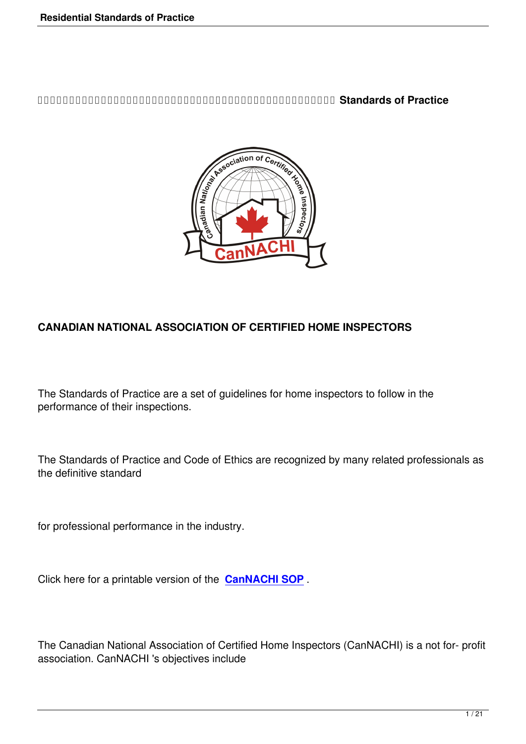**Standards of Practice**

## CANADIAN NATIONAL ASSOCIATION OF CERTIFIED HOME INSPECTORS

The Standards of Practice are a set of guidelines for home inspectors to follow in the performance of their inspections.

The Standards of Practice and Code of Ethics are recognized by many related professionals as the definitive standard

for professional performance in the industry.

Click here for a printable version of the **CanNACHI SOP** .

The Canadian National Association of Certified Home Inspectors (CanNACHI) is a not for- profit association. CanNACHI 's objectives include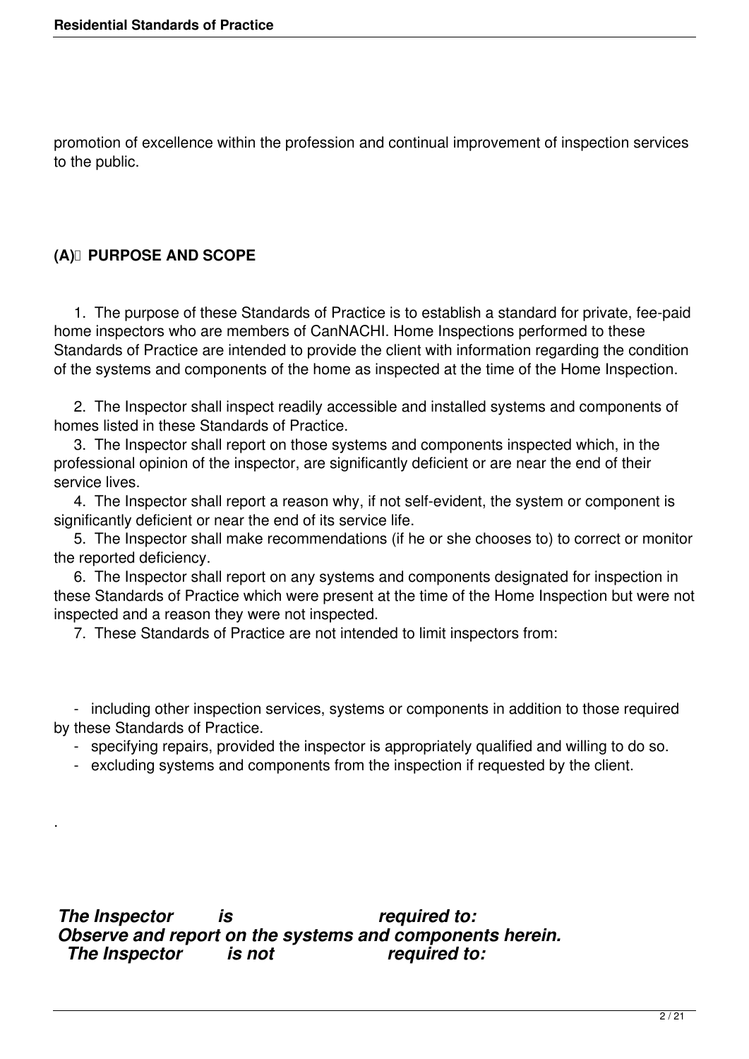promotion of excellence within the profession and continual improvement of inspection services to the public.

## (A) PURPOSE AND SCOPE

1. The purpose of these Standards of Practice is to establish a standard for private, fee-paid home inspectors who are members of CanNACHI. Home Inspections performed to these Standards of Practice are intended to provide the client with information regarding the condition of the systems and components of the home as inspected at the time of the Home Inspection.

2. The Inspector shall inspect readily accessible and installed systems and components of homes listed in these Standards of Practice.
3. The Inspector shall report on those systems and components inspected which, in the professional opinion of the inspector, are significantly deficient or are near the end of their service lives.
4. The Inspector shall report a reason why, if not self-evident, the system or component is significantly deficient or near the end of its service life.
5. The Inspector shall make recommendations (if he or she chooses to) to correct or monitor the reported deficiency.
6. The Inspector shall report on any systems and components designated for inspection in these Standards of Practice which were present at the time of the Home Inspection but were not inspected and a reason they were not inspected.
7. These Standards of Practice are not intended to limit inspectors from:

- including other inspection services, systems or components in addition to those required by these Standards of Practice.
- specifying repairs, provided the inspector is appropriately qualified and willing to do so.
- excluding systems and components from the inspection if requested by the client.

.

***The Inspector is required to:***
***Observe and report on the systems and components herein.***
***The Inspector is not required to:***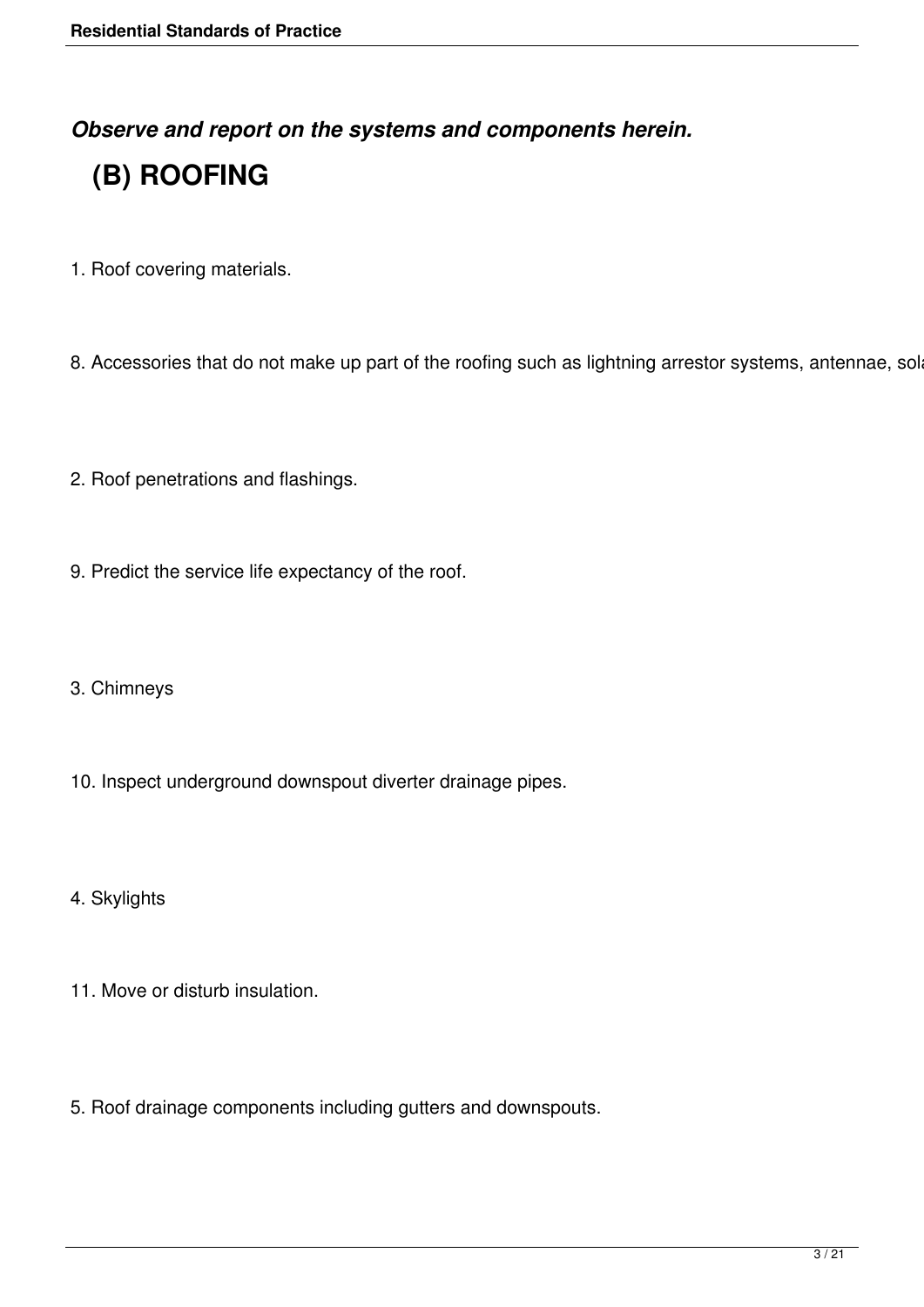***Observe and report on the systems and components herein.***

## (B) ROOFING

1. Roof covering materials.

8. Accessories that do not make up part of the roofing such as lightning arrestor systems, antennae, sola

2. Roof penetrations and flashings.

9. Predict the service life expectancy of the roof.

3. Chimneys

10. Inspect underground downspout diverter drainage pipes.

4. Skylights

11. Move or disturb insulation.

5. Roof drainage components including gutters and downspouts.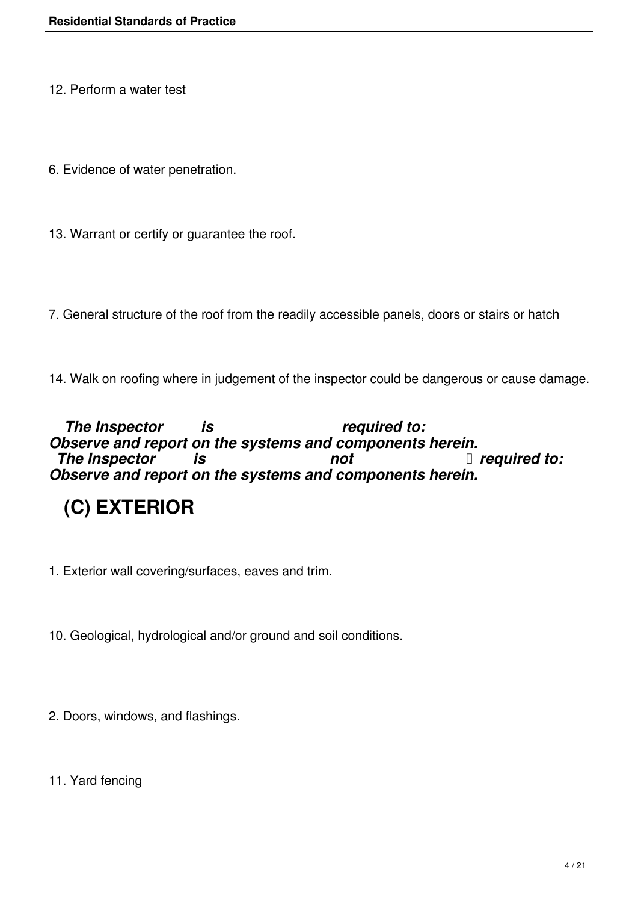12. Perform a water test

6. Evidence of water penetration.

13. Warrant or certify or guarantee the roof.

7. General structure of the roof from the readily accessible panels, doors or stairs or hatch

14. Walk on roofing where in judgement of the inspector could be dangerous or cause damage.

***The Inspector is required to: Observe and report on the systems and components herein.***
***The Inspector is not required to: Observe and report on the systems and components herein.***

## (C) EXTERIOR

1. Exterior wall covering/surfaces, eaves and trim.

10. Geological, hydrological and/or ground and soil conditions.

2. Doors, windows, and flashings.

11. Yard fencing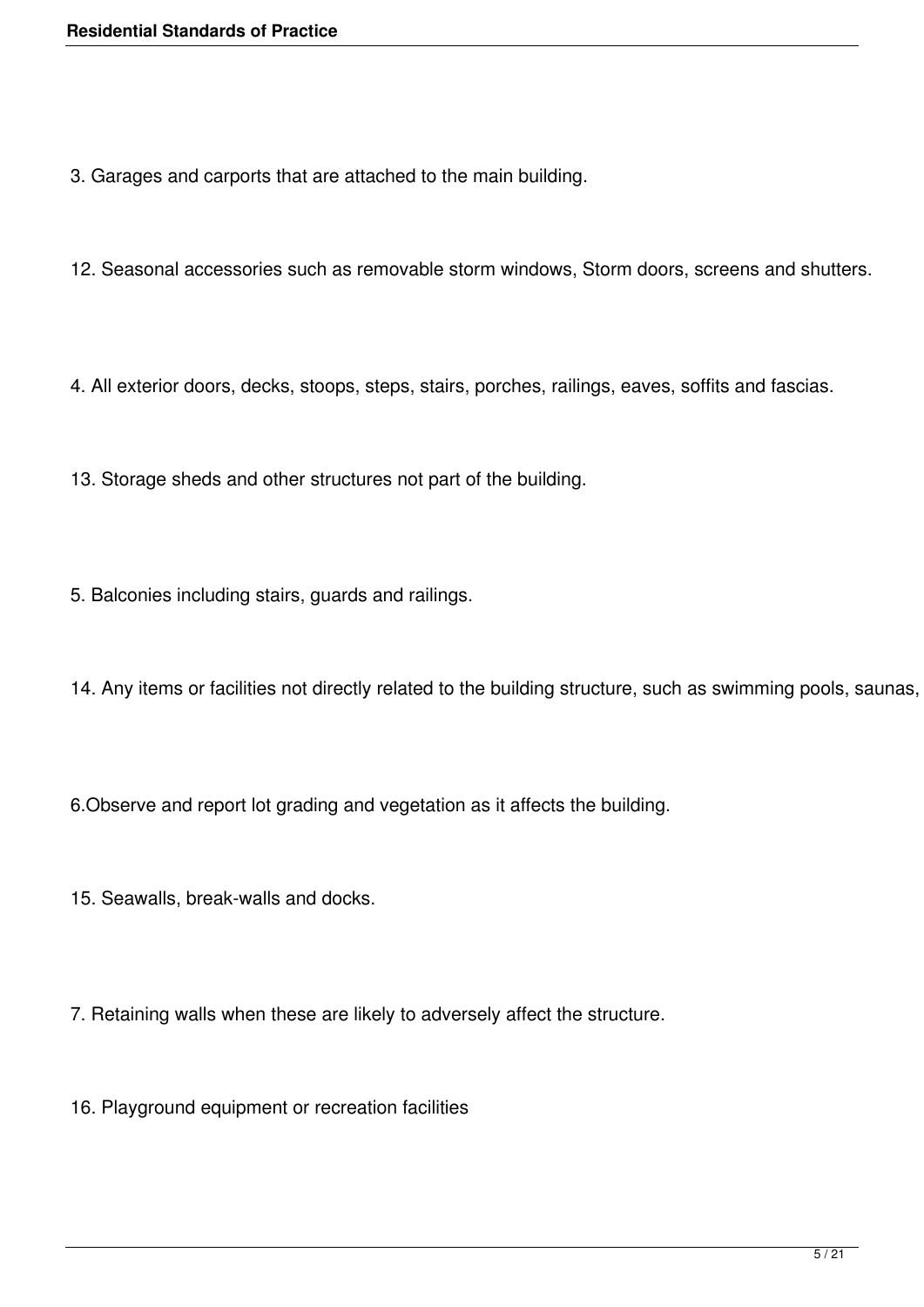3. Garages and carports that are attached to the main building.

12. Seasonal accessories such as removable storm windows, Storm doors, screens and shutters.

4. All exterior doors, decks, stoops, steps, stairs, porches, railings, eaves, soffits and fascias.

13. Storage sheds and other structures not part of the building.

5. Balconies including stairs, guards and railings.

14. Any items or facilities not directly related to the building structure, such as swimming pools, saunas,

6.Observe and report lot grading and vegetation as it affects the building.

15. Seawalls, break-walls and docks.

7. Retaining walls when these are likely to adversely affect the structure.

16. Playground equipment or recreation facilities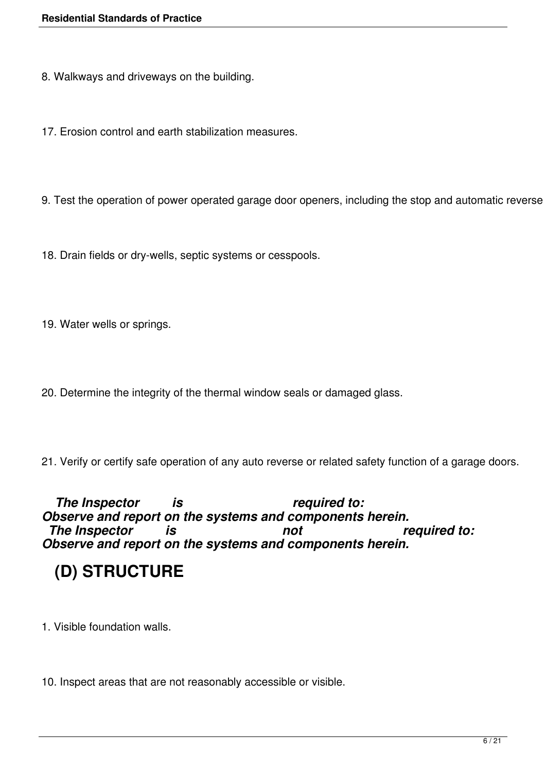8. Walkways and driveways on the building.

17. Erosion control and earth stabilization measures.

9. Test the operation of power operated garage door openers, including the stop and automatic reverse

18. Drain fields or dry-wells, septic systems or cesspools.

19. Water wells or springs.

20. Determine the integrity of the thermal window seals or damaged glass.

21. Verify or certify safe operation of any auto reverse or related safety function of a garage doors.

***The Inspector is required to: Observe and report on the systems and components herein.***
***The Inspector is not required to: Observe and report on the systems and components herein.***

## (D) STRUCTURE

1. Visible foundation walls.

10. Inspect areas that are not reasonably accessible or visible.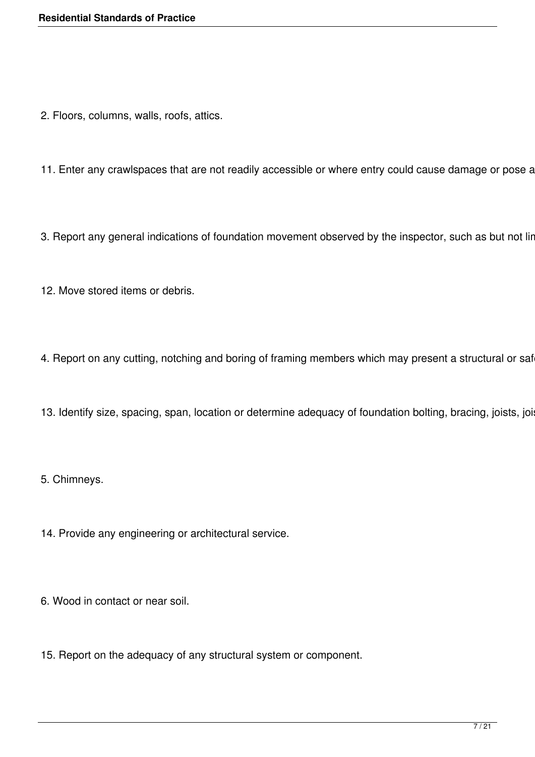2. Floors, columns, walls, roofs, attics.

11. Enter any crawlspaces that are not readily accessible or where entry could cause damage or pose a

3. Report any general indications of foundation movement observed by the inspector, such as but not lim

12. Move stored items or debris.

4. Report on any cutting, notching and boring of framing members which may present a structural or saf

13. Identify size, spacing, span, location or determine adequacy of foundation bolting, bracing, joists, jois

5. Chimneys.

14. Provide any engineering or architectural service.

6. Wood in contact or near soil.

15. Report on the adequacy of any structural system or component.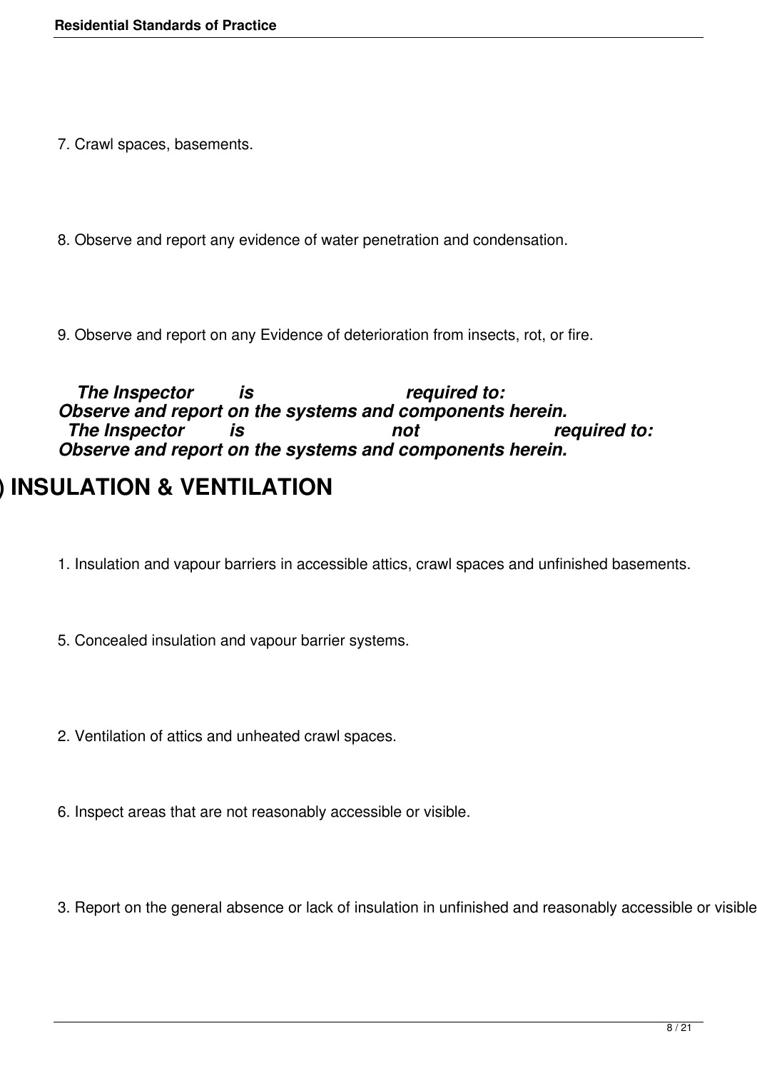7. Crawl spaces, basements.

8. Observe and report any evidence of water penetration and condensation.

9. Observe and report on any Evidence of deterioration from insects, rot, or fire.

***The Inspector is required to: Observe and report on the systems and components herein.***

***The Inspector is not required to: Observe and report on the systems and components herein.***

# ) INSULATION & VENTILATION

1. Insulation and vapour barriers in accessible attics, crawl spaces and unfinished basements.

5. Concealed insulation and vapour barrier systems.

2. Ventilation of attics and unheated crawl spaces.

6. Inspect areas that are not reasonably accessible or visible.

3. Report on the general absence or lack of insulation in unfinished and reasonably accessible or visible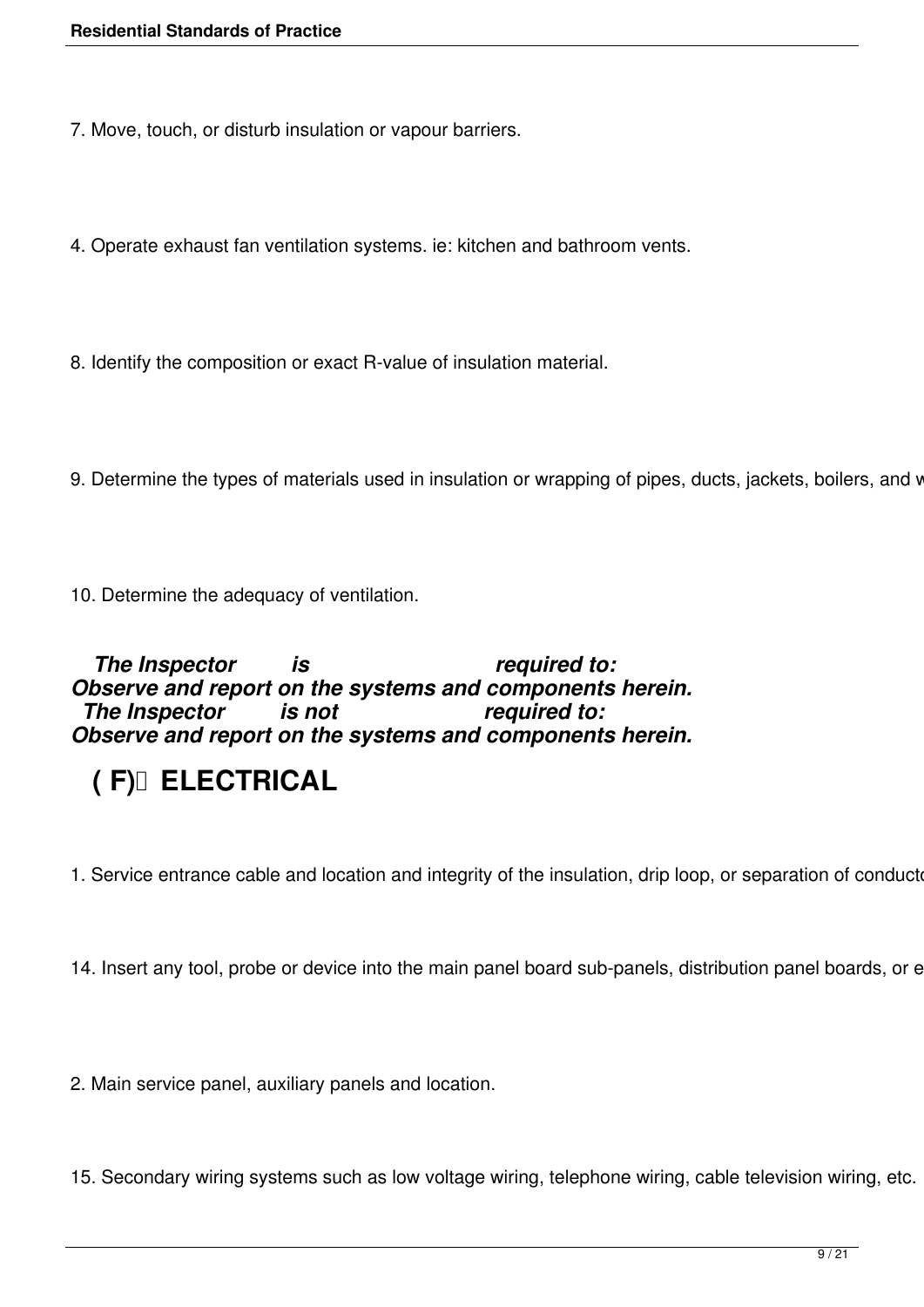7. Move, touch, or disturb insulation or vapour barriers.

4. Operate exhaust fan ventilation systems. ie: kitchen and bathroom vents.

8. Identify the composition or exact R-value of insulation material.

9. Determine the types of materials used in insulation or wrapping of pipes, ducts, jackets, boilers, and w

10. Determine the adequacy of ventilation.

***The Inspector is required to:***
***Observe and report on the systems and components herein.***
***The Inspector is not required to:***
***Observe and report on the systems and components herein.***

## ( F) ELECTRICAL

1. Service entrance cable and location and integrity of the insulation, drip loop, or separation of conducto

14. Insert any tool, probe or device into the main panel board sub-panels, distribution panel boards, or e

2. Main service panel, auxiliary panels and location.

15. Secondary wiring systems such as low voltage wiring, telephone wiring, cable television wiring, etc.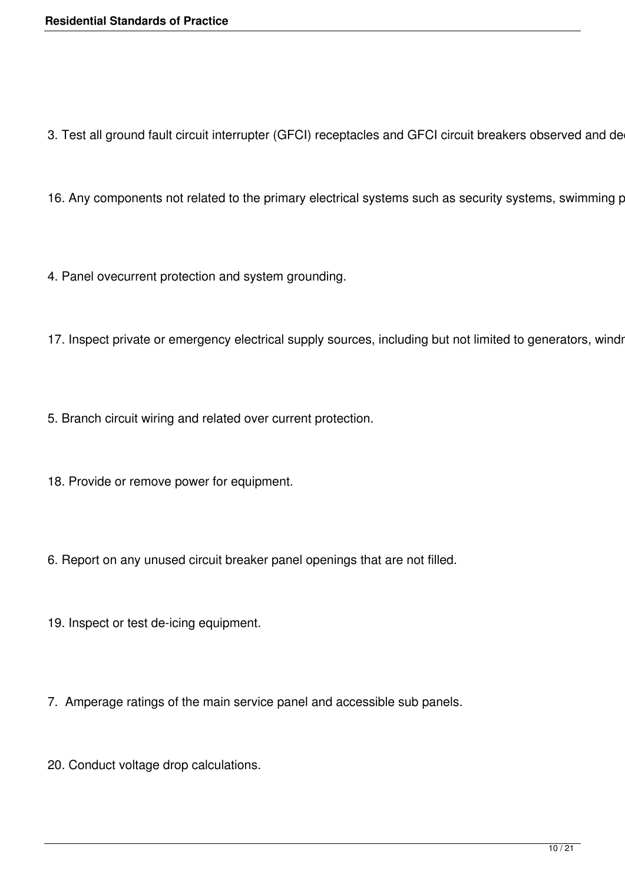3. Test all ground fault circuit interrupter (GFCI) receptacles and GFCI circuit breakers observed and de

16. Any components not related to the primary electrical systems such as security systems, swimming p

4. Panel ovecurrent protection and system grounding.

17. Inspect private or emergency electrical supply sources, including but not limited to generators, windr

5. Branch circuit wiring and related over current protection.

18. Provide or remove power for equipment.

6. Report on any unused circuit breaker panel openings that are not filled.

19. Inspect or test de-icing equipment.

7. Amperage ratings of the main service panel and accessible sub panels.

20. Conduct voltage drop calculations.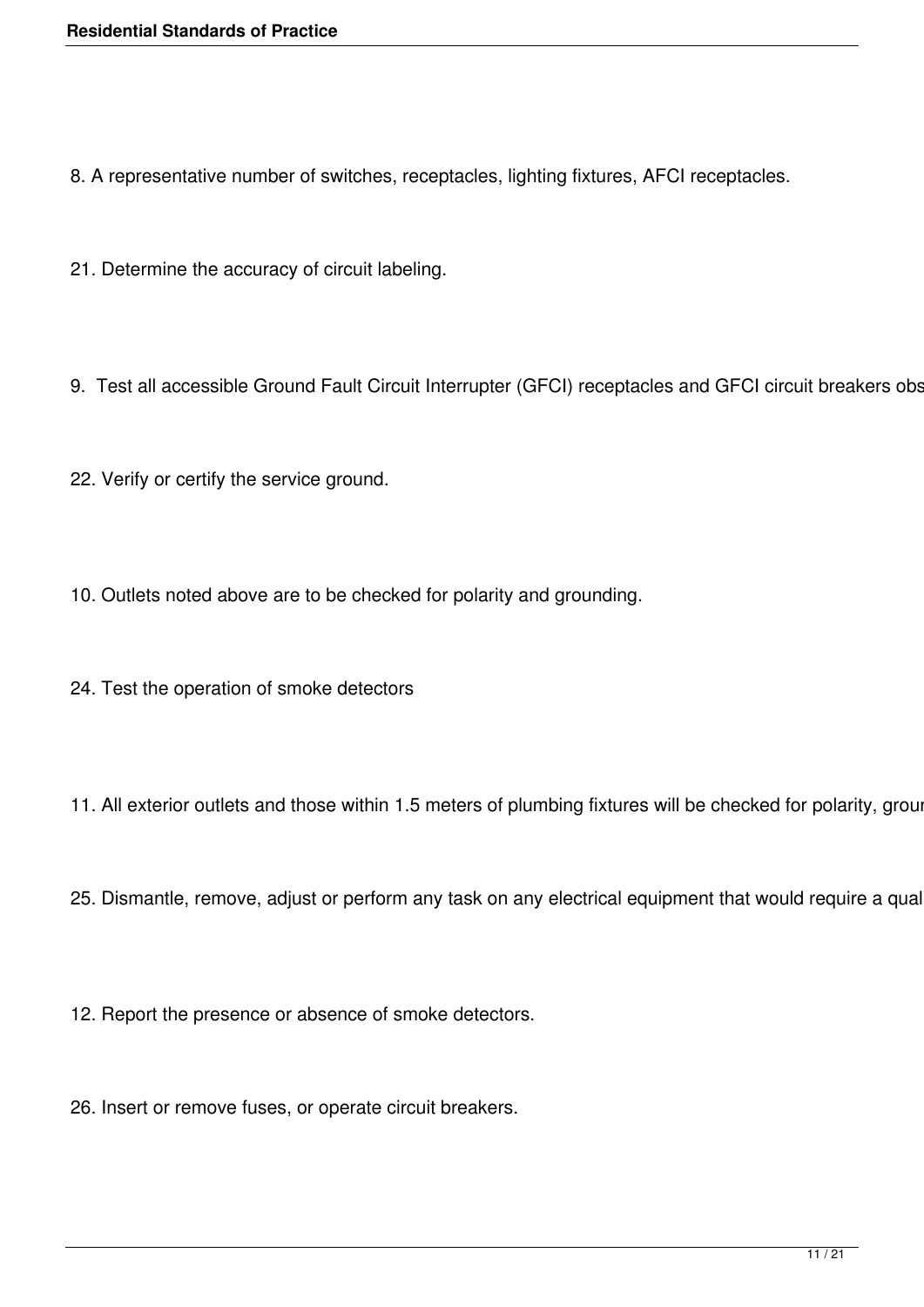8. A representative number of switches, receptacles, lighting fixtures, AFCI receptacles.

21. Determine the accuracy of circuit labeling.

9. Test all accessible Ground Fault Circuit Interrupter (GFCI) receptacles and GFCI circuit breakers obs

22. Verify or certify the service ground.

10. Outlets noted above are to be checked for polarity and grounding.

24. Test the operation of smoke detectors

11. All exterior outlets and those within 1.5 meters of plumbing fixtures will be checked for polarity, groun

25. Dismantle, remove, adjust or perform any task on any electrical equipment that would require a qual

12. Report the presence or absence of smoke detectors.

26. Insert or remove fuses, or operate circuit breakers.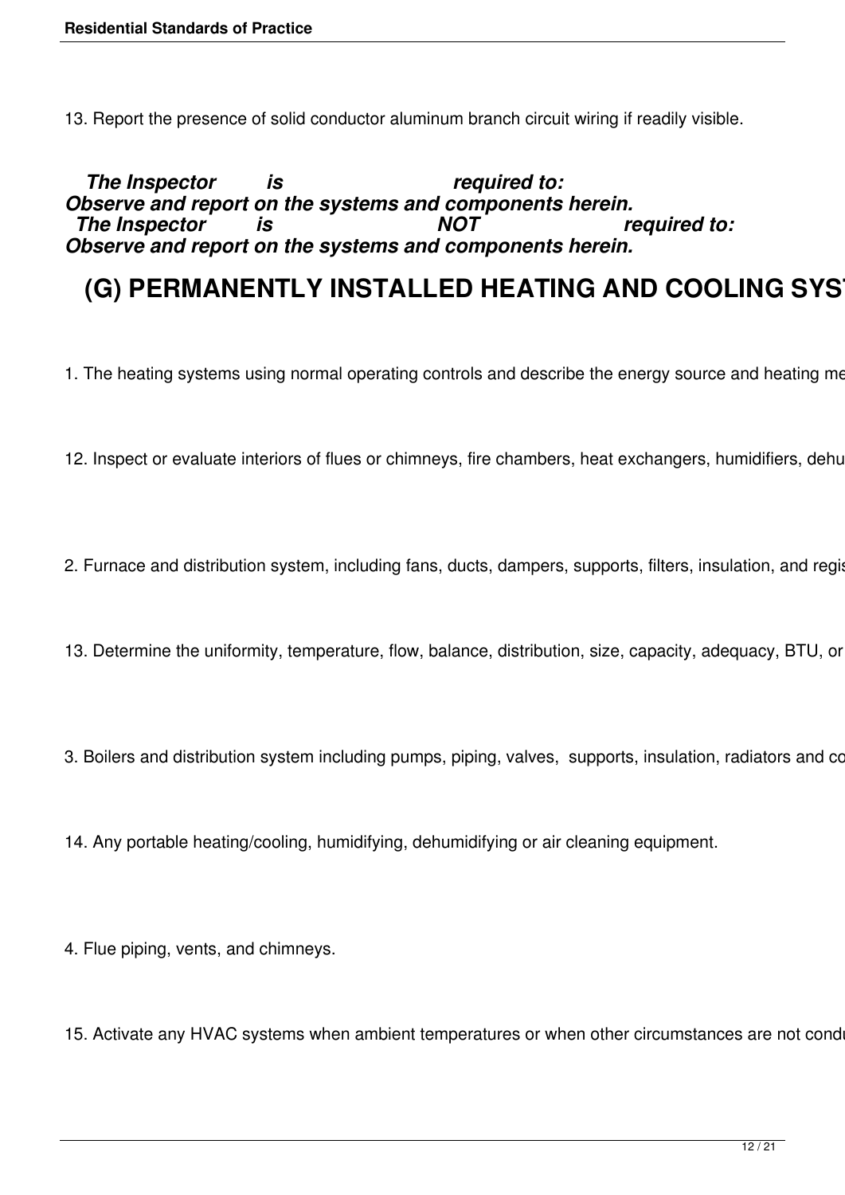13. Report the presence of solid conductor aluminum branch circuit wiring if readily visible.

***The Inspector is required to: Observe and report on the systems and components herein.***
***The Inspector is NOT required to: Observe and report on the systems and components herein.***

## (G) PERMANENTLY INSTALLED HEATING AND COOLING SYS

1. The heating systems using normal operating controls and describe the energy source and heating me

12. Inspect or evaluate interiors of flues or chimneys, fire chambers, heat exchangers, humidifiers, dehu

2. Furnace and distribution system, including fans, ducts, dampers, supports, filters, insulation, and regis

13. Determine the uniformity, temperature, flow, balance, distribution, size, capacity, adequacy, BTU, or

3. Boilers and distribution system including pumps, piping, valves, supports, insulation, radiators and co

14. Any portable heating/cooling, humidifying, dehumidifying or air cleaning equipment.

4. Flue piping, vents, and chimneys.

15. Activate any HVAC systems when ambient temperatures or when other circumstances are not cond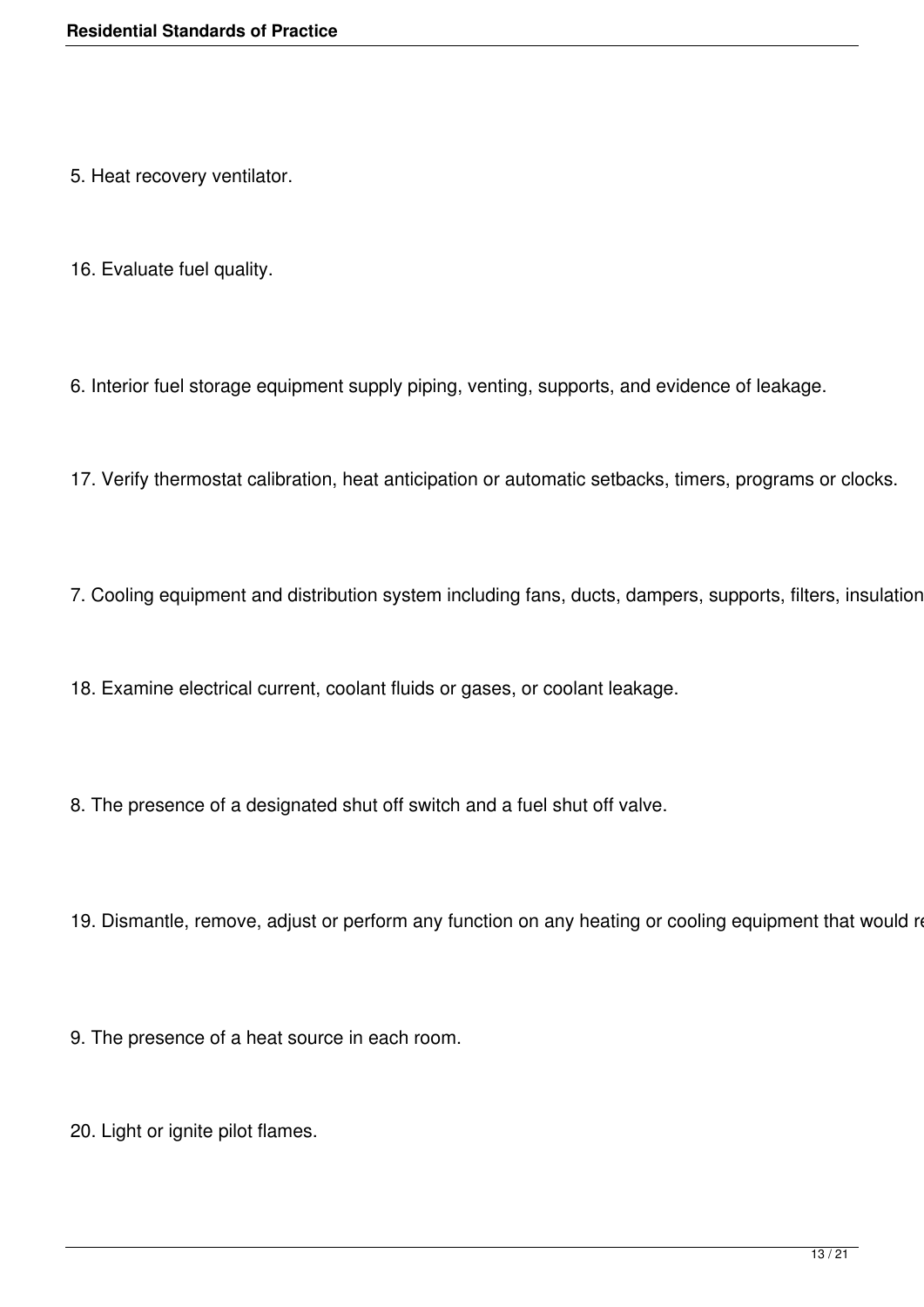5. Heat recovery ventilator.

16. Evaluate fuel quality.

6. Interior fuel storage equipment supply piping, venting, supports, and evidence of leakage.

17. Verify thermostat calibration, heat anticipation or automatic setbacks, timers, programs or clocks.

7. Cooling equipment and distribution system including fans, ducts, dampers, supports, filters, insulation

18. Examine electrical current, coolant fluids or gases, or coolant leakage.

8. The presence of a designated shut off switch and a fuel shut off valve.

19. Dismantle, remove, adjust or perform any function on any heating or cooling equipment that would r

9. The presence of a heat source in each room.

20. Light or ignite pilot flames.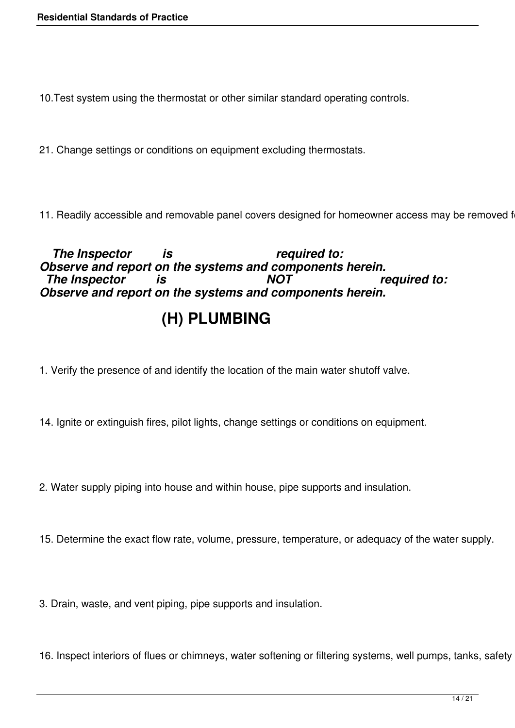10.Test system using the thermostat or other similar standard operating controls.

21. Change settings or conditions on equipment excluding thermostats.

11. Readily accessible and removable panel covers designed for homeowner access may be removed f

***The Inspector is required to:***
***Observe and report on the systems and components herein.***
***The Inspector is NOT required to:***
***Observe and report on the systems and components herein.***

## (H) PLUMBING

1. Verify the presence of and identify the location of the main water shutoff valve.

14. Ignite or extinguish fires, pilot lights, change settings or conditions on equipment.

2. Water supply piping into house and within house, pipe supports and insulation.

15. Determine the exact flow rate, volume, pressure, temperature, or adequacy of the water supply.

3. Drain, waste, and vent piping, pipe supports and insulation.

16. Inspect interiors of flues or chimneys, water softening or filtering systems, well pumps, tanks, safety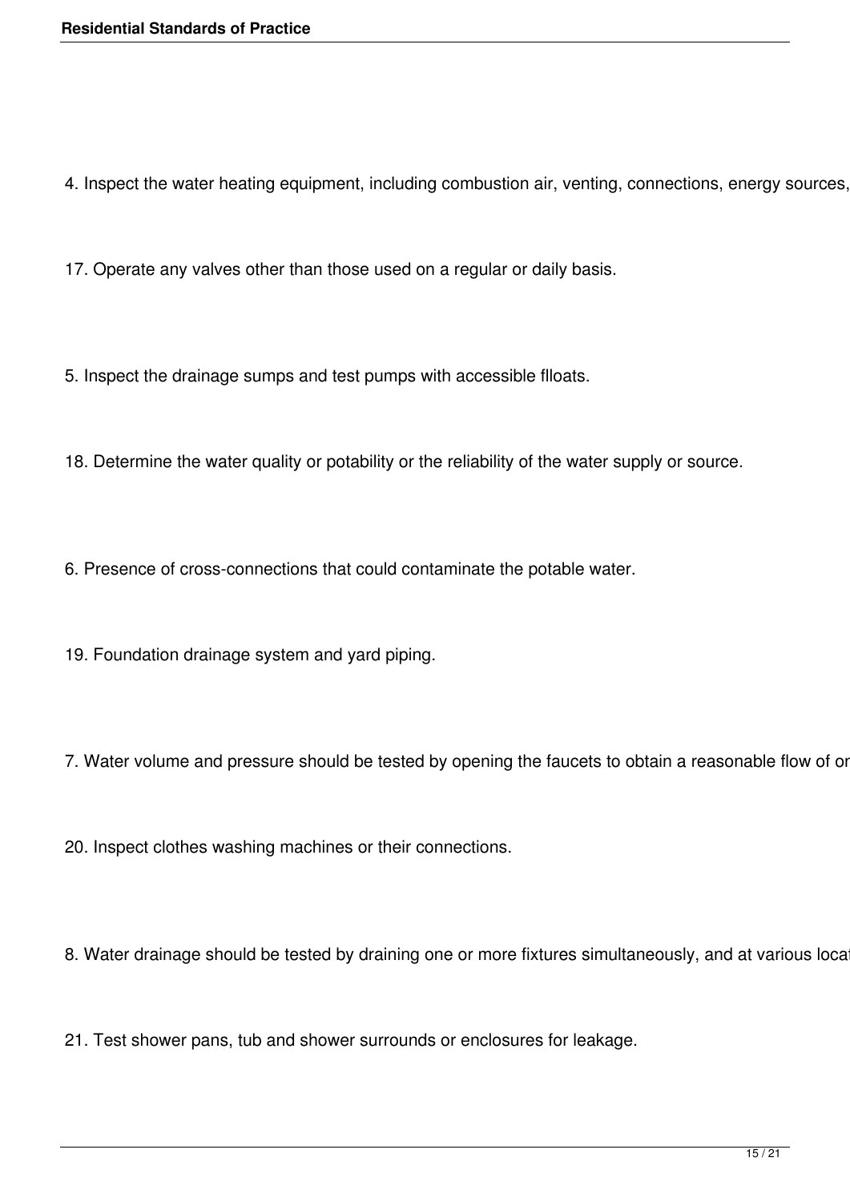4. Inspect the water heating equipment, including combustion air, venting, connections, energy sources,

17. Operate any valves other than those used on a regular or daily basis.

5. Inspect the drainage sumps and test pumps with accessible flloats.

18. Determine the water quality or potability or the reliability of the water supply or source.

6. Presence of cross-connections that could contaminate the potable water.

19. Foundation drainage system and yard piping.

7. Water volume and pressure should be tested by opening the faucets to obtain a reasonable flow of or

20. Inspect clothes washing machines or their connections.

8. Water drainage should be tested by draining one or more fixtures simultaneously, and at various locat

21. Test shower pans, tub and shower surrounds or enclosures for leakage.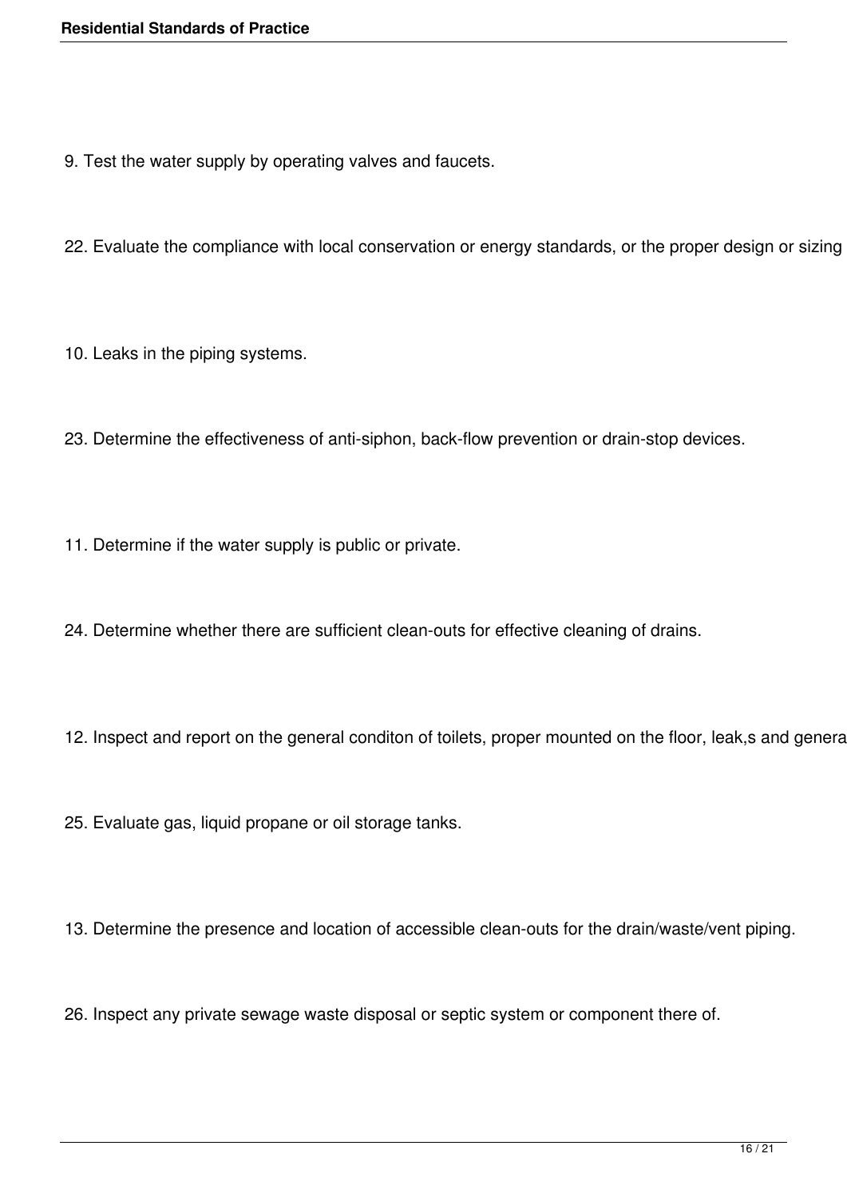9. Test the water supply by operating valves and faucets.

22. Evaluate the compliance with local conservation or energy standards, or the proper design or sizing

10. Leaks in the piping systems.

23. Determine the effectiveness of anti-siphon, back-flow prevention or drain-stop devices.

11. Determine if the water supply is public or private.

24. Determine whether there are sufficient clean-outs for effective cleaning of drains.

12. Inspect and report on the general conditon of toilets, proper mounted on the floor, leak,s and genera

25. Evaluate gas, liquid propane or oil storage tanks.

13. Determine the presence and location of accessible clean-outs for the drain/waste/vent piping.

26. Inspect any private sewage waste disposal or septic system or component there of.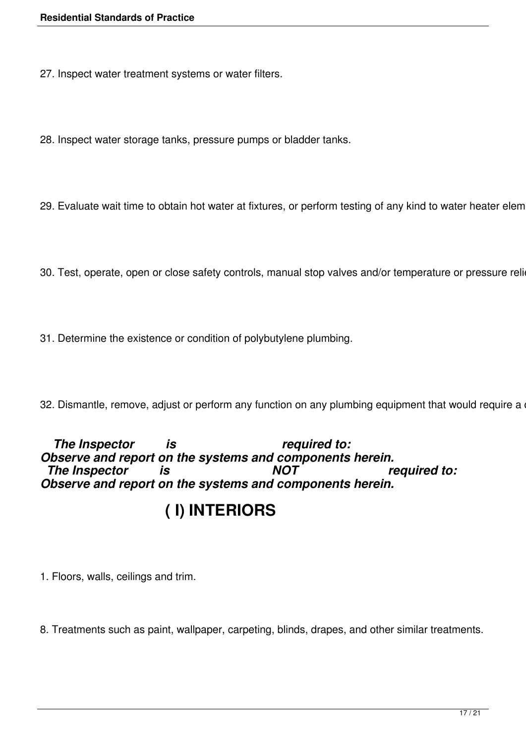27. Inspect water treatment systems or water filters.

28. Inspect water storage tanks, pressure pumps or bladder tanks.

29. Evaluate wait time to obtain hot water at fixtures, or perform testing of any kind to water heater elem

30. Test, operate, open or close safety controls, manual stop valves and/or temperature or pressure reli

31. Determine the existence or condition of polybutylene plumbing.

32. Dismantle, remove, adjust or perform any function on any plumbing equipment that would require a c

***The Inspector is required to:***
***Observe and report on the systems and components herein.***
***The Inspector is NOT required to:***
***Observe and report on the systems and components herein.***

# ( I) INTERIORS

1. Floors, walls, ceilings and trim.

8. Treatments such as paint, wallpaper, carpeting, blinds, drapes, and other similar treatments.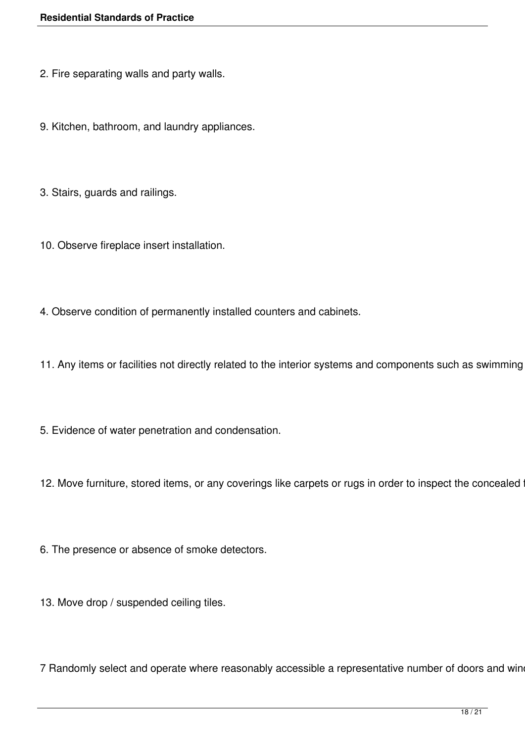2. Fire separating walls and party walls.

9. Kitchen, bathroom, and laundry appliances.

3. Stairs, guards and railings.

10. Observe fireplace insert installation.

4. Observe condition of permanently installed counters and cabinets.

11. Any items or facilities not directly related to the interior systems and components such as swimming

5. Evidence of water penetration and condensation.

12. Move furniture, stored items, or any coverings like carpets or rugs in order to inspect the concealed f

6. The presence or absence of smoke detectors.

13. Move drop / suspended ceiling tiles.

7 Randomly select and operate where reasonably accessible a representative number of doors and win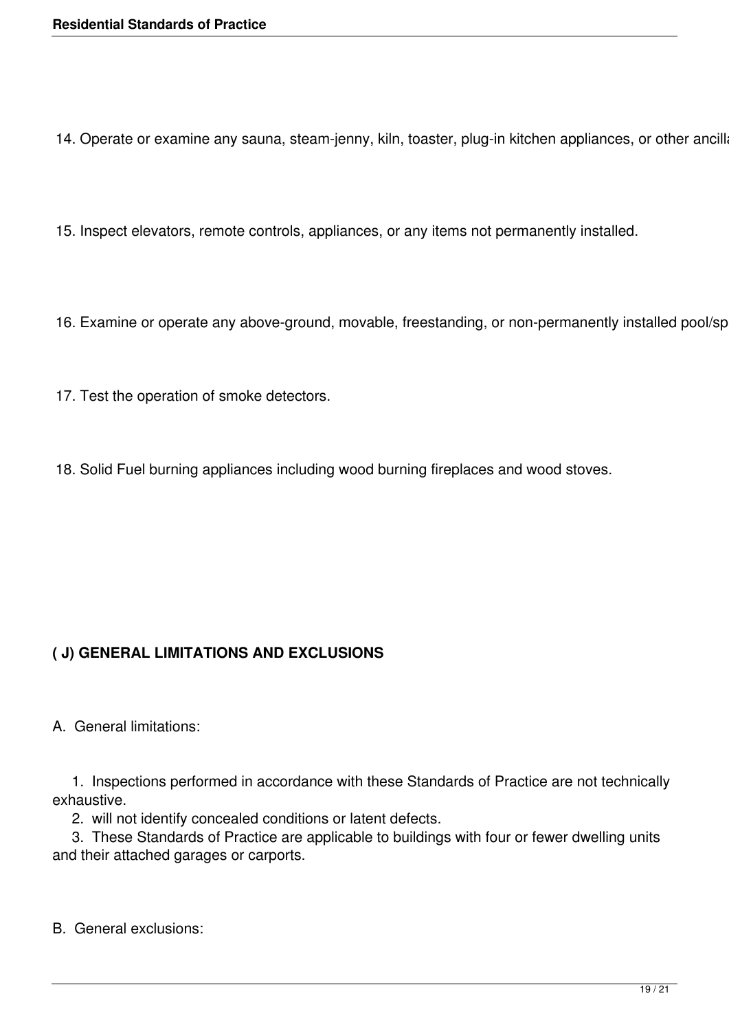14. Operate or examine any sauna, steam-jenny, kiln, toaster, plug-in kitchen appliances, or other ancilla

15. Inspect elevators, remote controls, appliances, or any items not permanently installed.

16. Examine or operate any above-ground, movable, freestanding, or non-permanently installed pool/sp

17. Test the operation of smoke detectors.

18. Solid Fuel burning appliances including wood burning fireplaces and wood stoves.

## ( J) GENERAL LIMITATIONS AND EXCLUSIONS

A. General limitations:

1. Inspections performed in accordance with these Standards of Practice are not technically exhaustive.
2. will not identify concealed conditions or latent defects.
3. These Standards of Practice are applicable to buildings with four or fewer dwelling units and their attached garages or carports.

B. General exclusions: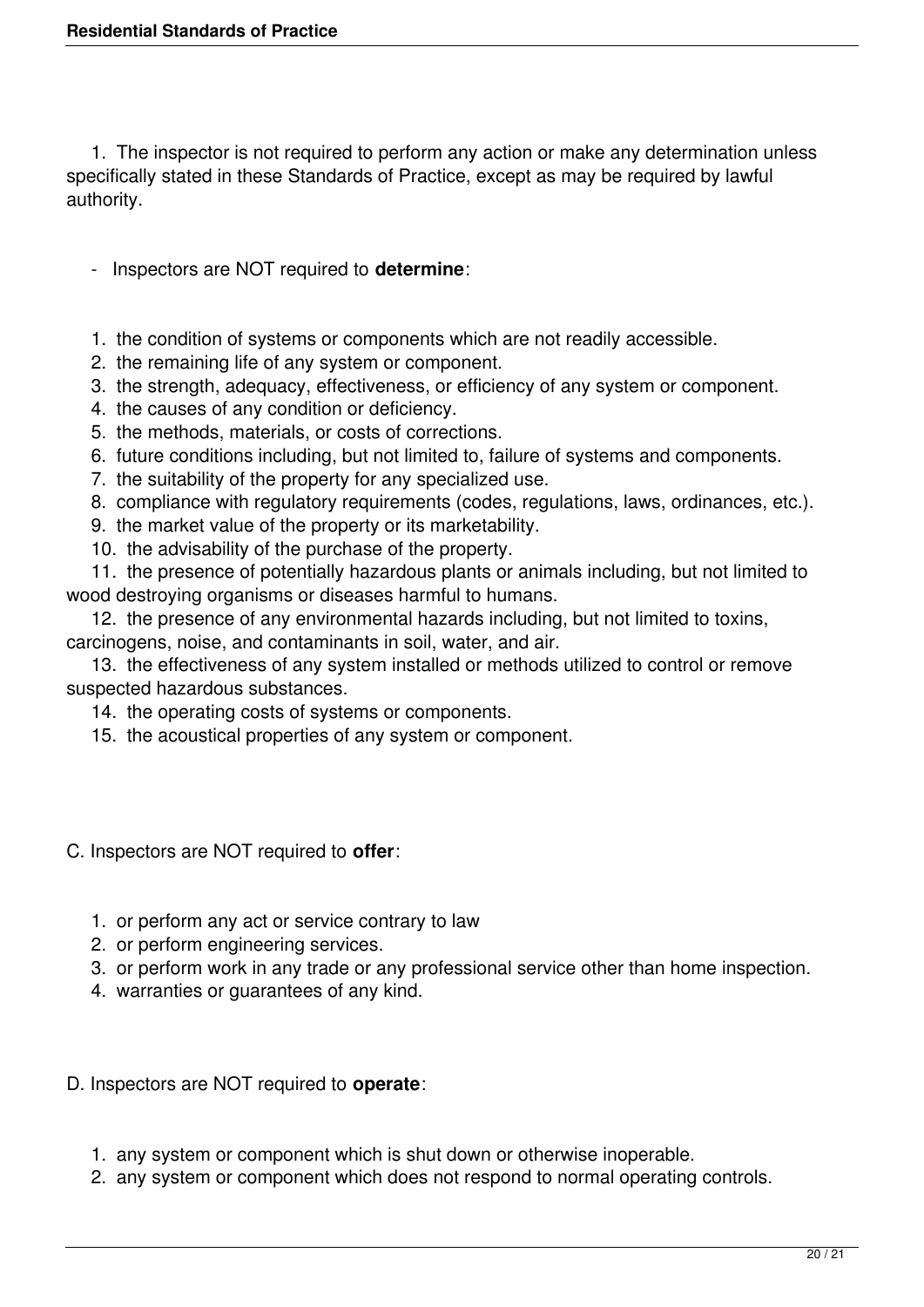1. The inspector is not required to perform any action or make any determination unless specifically stated in these Standards of Practice, except as may be required by lawful authority.

- Inspectors are NOT required to **determine**:

1. the condition of systems or components which are not readily accessible.
2. the remaining life of any system or component.
3. the strength, adequacy, effectiveness, or efficiency of any system or component.
4. the causes of any condition or deficiency.
5. the methods, materials, or costs of corrections.
6. future conditions including, but not limited to, failure of systems and components.
7. the suitability of the property for any specialized use.
8. compliance with regulatory requirements (codes, regulations, laws, ordinances, etc.).
9. the market value of the property or its marketability.
10. the advisability of the purchase of the property.
11. the presence of potentially hazardous plants or animals including, but not limited to wood destroying organisms or diseases harmful to humans.
12. the presence of any environmental hazards including, but not limited to toxins, carcinogens, noise, and contaminants in soil, water, and air.
13. the effectiveness of any system installed or methods utilized to control or remove suspected hazardous substances.
14. the operating costs of systems or components.
15. the acoustical properties of any system or component.

C. Inspectors are NOT required to **offer**:

1. or perform any act or service contrary to law
2. or perform engineering services.
3. or perform work in any trade or any professional service other than home inspection.
4. warranties or guarantees of any kind.

D. Inspectors are NOT required to **operate**:

1. any system or component which is shut down or otherwise inoperable.
2. any system or component which does not respond to normal operating controls.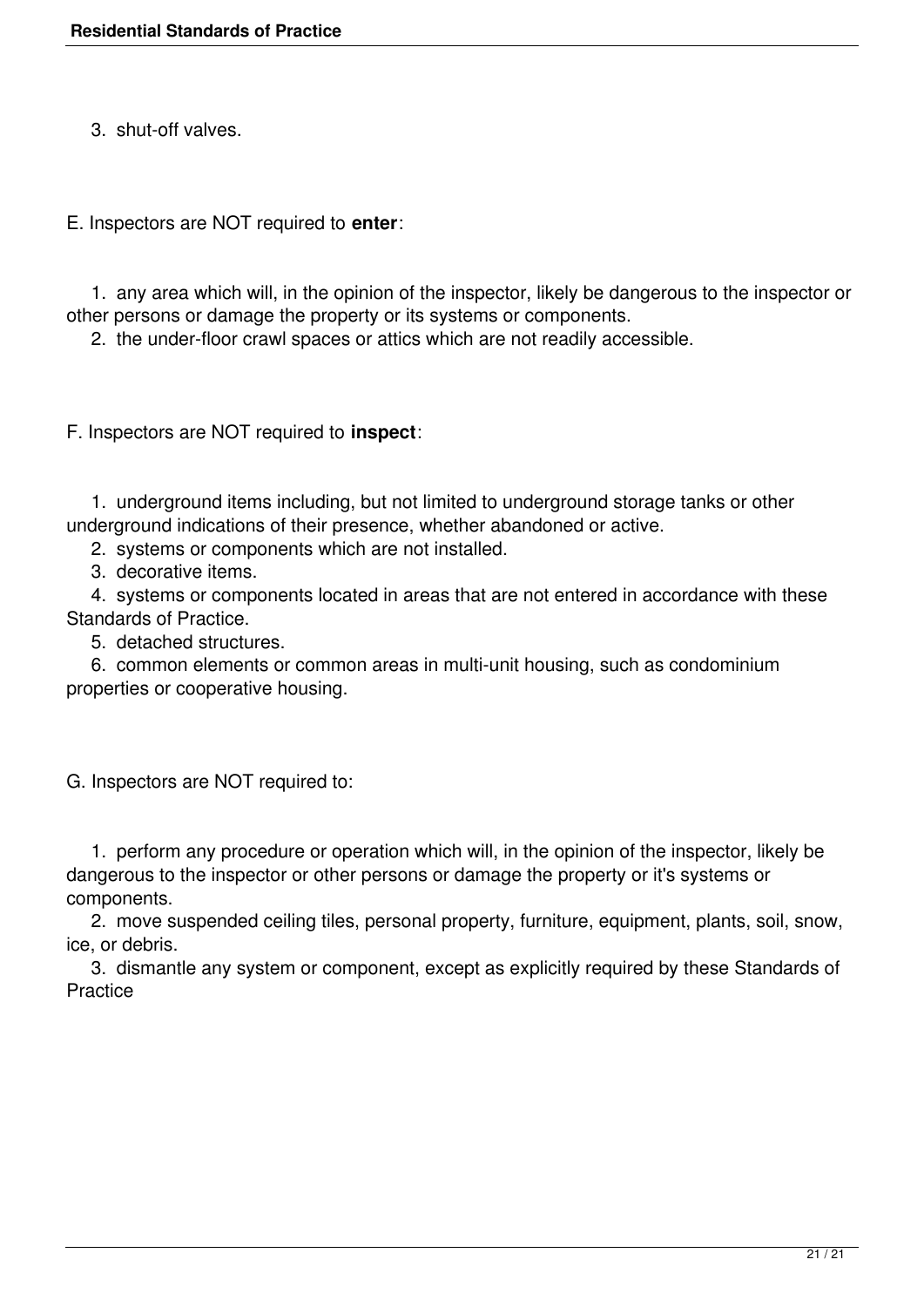3. shut-off valves.

E. Inspectors are NOT required to **enter**:

1. any area which will, in the opinion of the inspector, likely be dangerous to the inspector or other persons or damage the property or its systems or components.
2. the under-floor crawl spaces or attics which are not readily accessible.

F. Inspectors are NOT required to **inspect**:

1. underground items including, but not limited to underground storage tanks or other underground indications of their presence, whether abandoned or active.
2. systems or components which are not installed.
3. decorative items.
4. systems or components located in areas that are not entered in accordance with these Standards of Practice.
5. detached structures.
6. common elements or common areas in multi-unit housing, such as condominium properties or cooperative housing.

G. Inspectors are NOT required to:

1. perform any procedure or operation which will, in the opinion of the inspector, likely be dangerous to the inspector or other persons or damage the property or it's systems or components.
2. move suspended ceiling tiles, personal property, furniture, equipment, plants, soil, snow, ice, or debris.
3. dismantle any system or component, except as explicitly required by these Standards of Practice